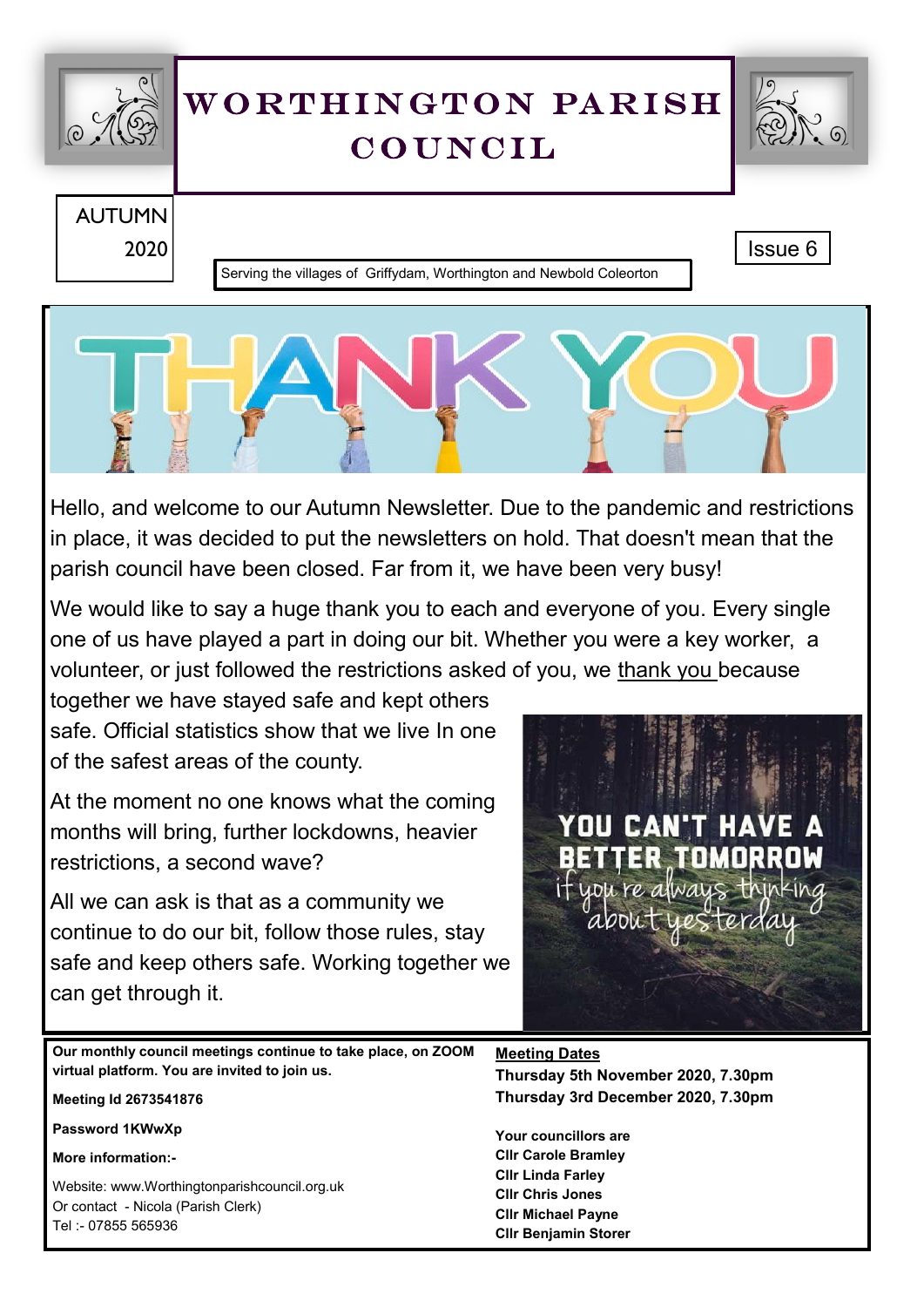# WORTHINGTON PARISH COUNCIL

AUTUMN 2020

Issue 6

Serving the villages of Griffydam, Worthington and Newbold Coleorton

THANK YOU

Hello, and welcome to our Autumn Newsletter. Due to the pandemic and restrictions in place, it was decided to put the newsletters on hold. That doesn't mean that the parish council have been closed. Far from it, we have been very busy!

We would like to say a huge thank you to each and everyone of you. Every single one of us have played a part in doing our bit. Whether you were a key worker, a volunteer, or just followed the restrictions asked of you, we thank you because together we have stayed safe and kept others safe. Official statistics show that we live In one of the safest areas of the county.

At the moment no one knows what the coming months will bring, further lockdowns, heavier restrictions, a second wave?

All we can ask is that as a community we continue to do our bit, follow those rules, stay safe and keep others safe. Working together we can get through it.

YOU CAN'T HAVE A BETTER TOMORROW if you're always thinking about yesterday

**Our monthly council meetings continue to take place, on ZOOM virtual platform. You are invited to join us.**

**Meeting Id 2673541876**

**Password 1KWwXp**

**More information:-**

Website: www.Worthingtonparishcouncil.org.uk
Or contact - Nicola (Parish Clerk)
Tel :- 07855 565936

**Meeting Dates**
**Thursday 5th November 2020, 7.30pm**
**Thursday 3rd December 2020, 7.30pm**

**Your councillors are**
**Cllr Carole Bramley**
**Cllr Linda Farley**
**Cllr Chris Jones**
**Cllr Michael Payne**
**Cllr Benjamin Storer**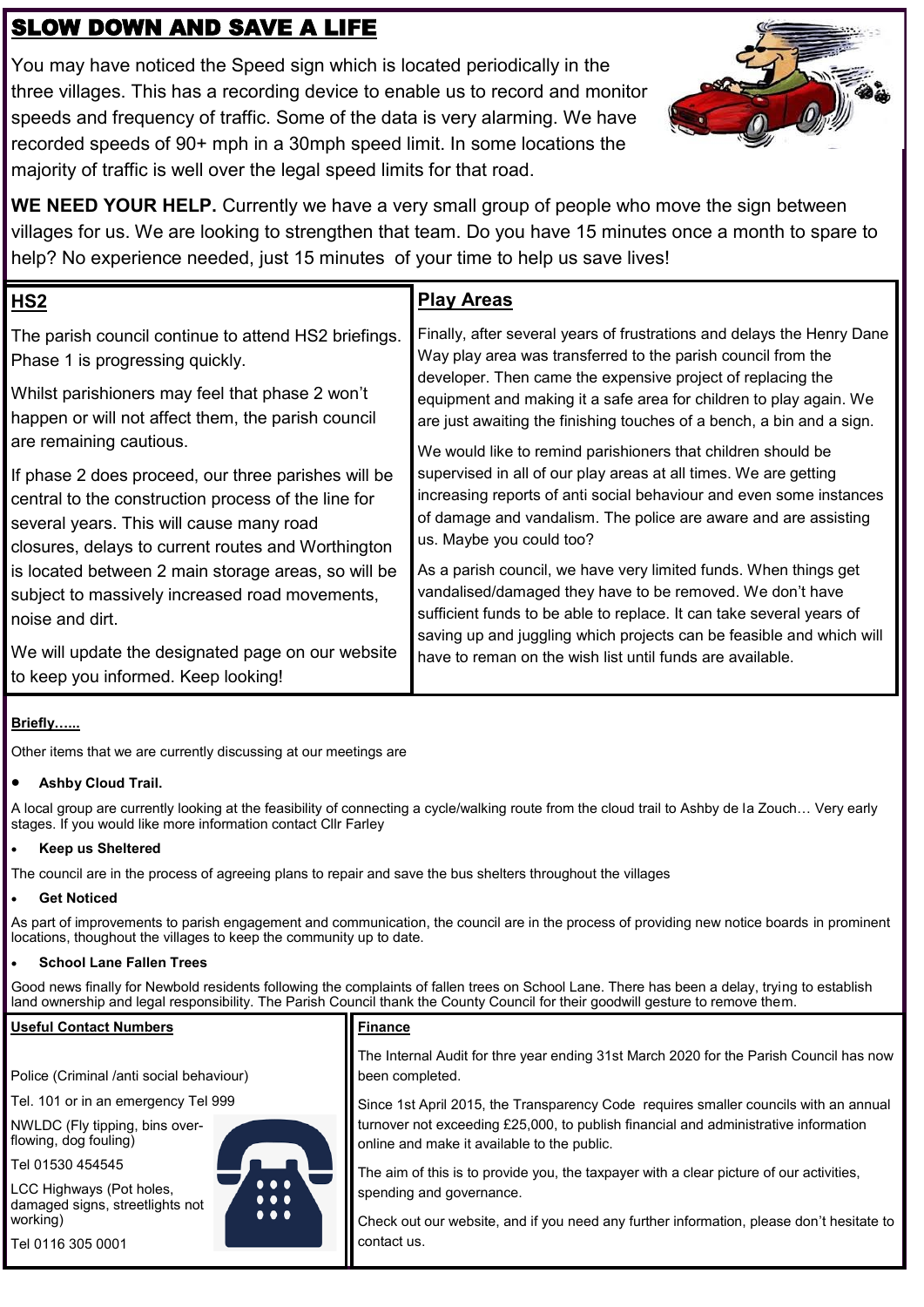## SLOW DOWN AND SAVE A LIFE

You may have noticed the Speed sign which is located periodically in the three villages. This has a recording device to enable us to record and monitor speeds and frequency of traffic. Some of the data is very alarming. We have recorded speeds of 90+ mph in a 30mph speed limit. In some locations the majority of traffic is well over the legal speed limits for that road.

**WE NEED YOUR HELP.** Currently we have a very small group of people who move the sign between villages for us. We are looking to strengthen that team. Do you have 15 minutes once a month to spare to help? No experience needed, just 15 minutes of your time to help us save lives!

### HS2

The parish council continue to attend HS2 briefings. Phase 1 is progressing quickly.

Whilst parishioners may feel that phase 2 won't happen or will not affect them, the parish council are remaining cautious.

If phase 2 does proceed, our three parishes will be central to the construction process of the line for several years. This will cause many road closures, delays to current routes and Worthington is located between 2 main storage areas, so will be subject to massively increased road movements, noise and dirt.

We will update the designated page on our website to keep you informed. Keep looking!

### Play Areas

Finally, after several years of frustrations and delays the Henry Dane Way play area was transferred to the parish council from the developer. Then came the expensive project of replacing the equipment and making it a safe area for children to play again. We are just awaiting the finishing touches of a bench, a bin and a sign.

We would like to remind parishioners that children should be supervised in all of our play areas at all times. We are getting increasing reports of anti social behaviour and even some instances of damage and vandalism. The police are aware and are assisting us. Maybe you could too?

As a parish council, we have very limited funds. When things get vandalised/damaged they have to be removed. We don't have sufficient funds to be able to replace. It can take several years of saving up and juggling which projects can be feasible and which will have to reman on the wish list until funds are available.

### Briefly…...

Other items that we are currently discussing at our meetings are

- **Ashby Cloud Trail.**

A local group are currently looking at the feasibility of connecting a cycle/walking route from the cloud trail to Ashby de la Zouch… Very early stages. If you would like more information contact Cllr Farley

- **Keep us Sheltered**

The council are in the process of agreeing plans to repair and save the bus shelters throughout the villages

- **Get Noticed**

As part of improvements to parish engagement and communication, the council are in the process of providing new notice boards in prominent locations, thoughout the villages to keep the community up to date.

- **School Lane Fallen Trees**

Good news finally for Newbold residents following the complaints of fallen trees on School Lane. There has been a delay, trying to establish land ownership and legal responsibility. The Parish Council thank the County Council for their goodwill gesture to remove them.

### Useful Contact Numbers

Police (Criminal /anti social behaviour)

Tel. 101 or in an emergency Tel 999

NWLDC (Fly tipping, bins over-flowing, dog fouling)

Tel 01530 454545

LCC Highways (Pot holes, damaged signs, streetlights not working)

Tel 0116 305 0001

### Finance

The Internal Audit for thre year ending 31st March 2020 for the Parish Council has now been completed.

Since 1st April 2015, the Transparency Code requires smaller councils with an annual turnover not exceeding £25,000, to publish financial and administrative information online and make it available to the public.

The aim of this is to provide you, the taxpayer with a clear picture of our activities, spending and governance.

Check out our website, and if you need any further information, please don't hesitate to contact us.